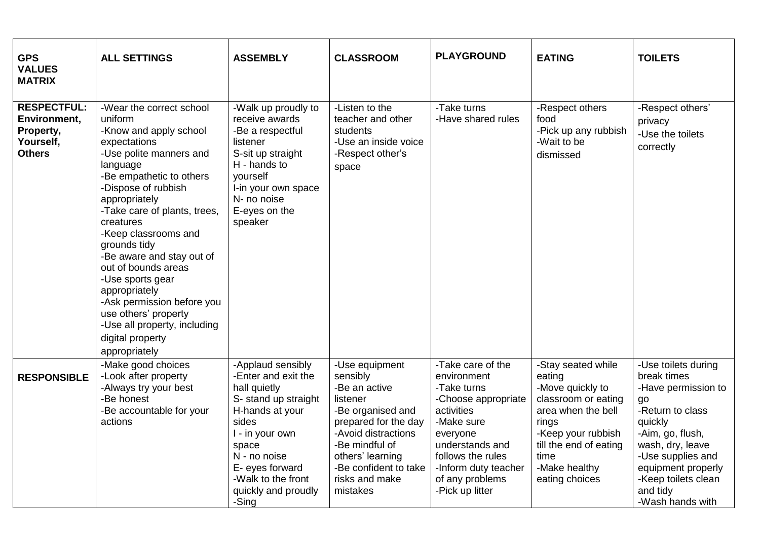| GPS VALUES MATRIX | ALL SETTINGS | ASSEMBLY | CLASSROOM | PLAYGROUND | EATING | TOILETS |
|---|---|---|---|---|---|---|
| **RESPECTFUL: Environment, Property, Yourself, Others** | -Wear the correct school uniform<br>-Know and apply school expectations<br>-Use polite manners and language<br>-Be empathetic to others<br>-Dispose of rubbish appropriately<br>-Take care of plants, trees, creatures<br>-Keep classrooms and grounds tidy<br>-Be aware and stay out of out of bounds areas<br>-Use sports gear appropriately<br>-Ask permission before you use others' property<br>-Use all property, including digital property appropriately | -Walk up proudly to receive awards<br>-Be a respectful listener<br>S-sit up straight<br>H - hands to yourself<br>I-in your own space<br>N- no noise<br>E-eyes on the speaker | -Listen to the teacher and other students<br>-Use an inside voice<br>-Respect other's space | -Take turns<br>-Have shared rules | -Respect others food<br>-Pick up any rubbish<br>-Wait to be dismissed | -Respect others' privacy<br>-Use the toilets correctly |
| **RESPONSIBLE** | -Make good choices<br>-Look after property<br>-Always try your best<br>-Be honest<br>-Be accountable for your actions | -Applaud sensibly<br>-Enter and exit the hall quietly<br>S- stand up straight<br>H-hands at your sides<br>I - in your own space<br>N - no noise<br>E- eyes forward<br>-Walk to the front quickly and proudly<br>-Sing | -Use equipment sensibly<br>-Be an active listener<br>-Be organised and prepared for the day<br>-Avoid distractions<br>-Be mindful of others' learning<br>-Be confident to take risks and make mistakes | -Take care of the environment<br>-Take turns<br>-Choose appropriate activities<br>-Make sure everyone understands and follows the rules<br>-Inform duty teacher of any problems<br>-Pick up litter | -Stay seated while eating<br>-Move quickly to classroom or eating area when the bell rings<br>-Keep your rubbish till the end of eating time<br>-Make healthy eating choices | -Use toilets during break times<br>-Have permission to go<br>-Return to class quickly<br>-Aim, go, flush, wash, dry, leave<br>-Use supplies and equipment properly<br>-Keep toilets clean and tidy<br>-Wash hands with |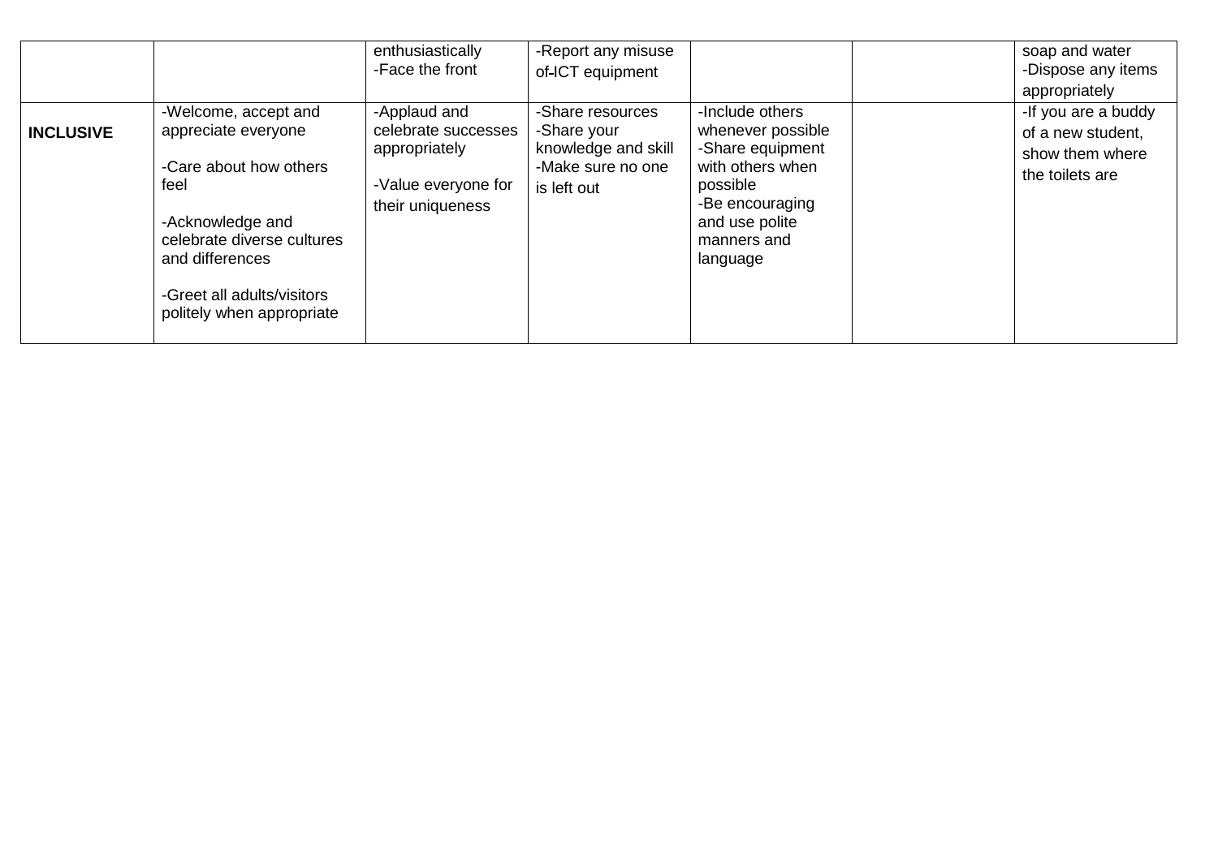| | | | | | | |
|---|---|---|---|---|---|---|
| | | enthusiastically<br>-Face the front | -Report any misuse of ICT equipment | | | soap and water<br>-Dispose any items appropriately |
| **INCLUSIVE** | -Welcome, accept and appreciate everyone<br><br>-Care about how others feel<br><br>-Acknowledge and celebrate diverse cultures and differences<br><br>-Greet all adults/visitors politely when appropriate | -Applaud and celebrate successes appropriately<br><br>-Value everyone for their uniqueness | -Share resources<br>-Share your knowledge and skill<br>-Make sure no one is left out | -Include others whenever possible<br>-Share equipment with others when possible<br>-Be encouraging and use polite manners and language | | -If you are a buddy of a new student, show them where the toilets are |